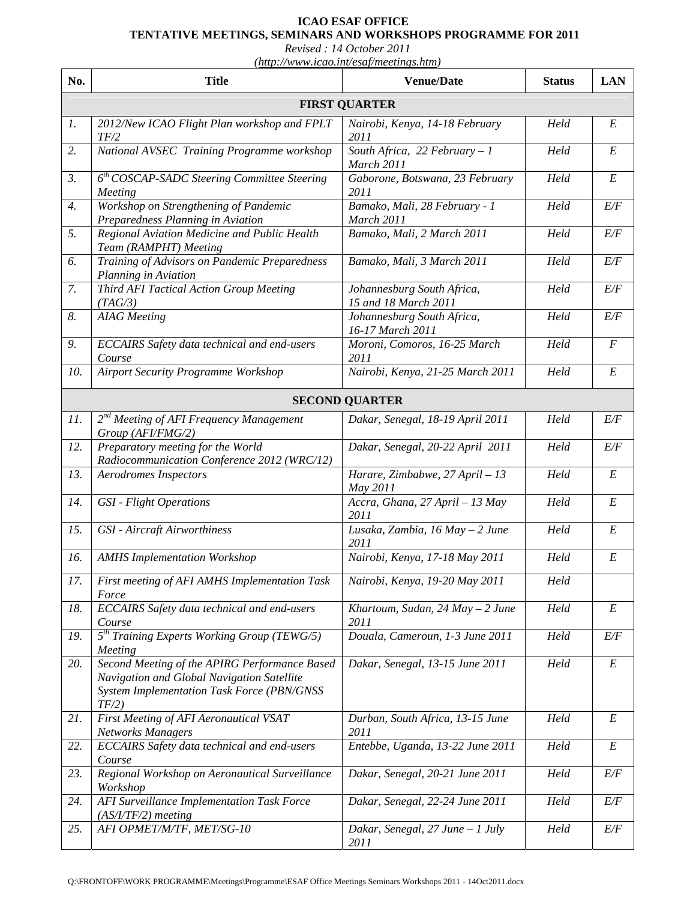**ICAO ESAF OFFICE**

**TENTATIVE MEETINGS, SEMINARS AND WORKSHOPS PROGRAMME FOR 2011**

*Revised : 14 October 2011*

*(http://www.icao.int/esaf/meetings.htm)*

| No. | Title | Venue/Date | Status | LAN |
|---|---|---|---|---|
| | **FIRST QUARTER** | | | |
| *1.* | *2012/New ICAO Flight Plan workshop and FPLT TF/2* | *Nairobi, Kenya, 14-18 February 2011* | *Held* | *E* |
| *2.* | *National AVSEC Training Programme workshop* | *South Africa, 22 February – 1 March 2011* | *Held* | *E* |
| *3.* | *6th COSCAP-SADC Steering Committee Steering Meeting* | *Gaborone, Botswana, 23 February 2011* | *Held* | *E* |
| *4.* | *Workshop on Strengthening of Pandemic Preparedness Planning in Aviation* | *Bamako, Mali, 28 February - 1 March 2011* | *Held* | *E/F* |
| *5.* | *Regional Aviation Medicine and Public Health Team (RAMPHT) Meeting* | *Bamako, Mali, 2 March 2011* | *Held* | *E/F* |
| *6.* | *Training of Advisors on Pandemic Preparedness Planning in Aviation* | *Bamako, Mali, 3 March 2011* | *Held* | *E/F* |
| *7.* | *Third AFI Tactical Action Group Meeting (TAG/3)* | *Johannesburg South Africa, 15 and 18 March 2011* | *Held* | *E/F* |
| *8.* | *AIAG Meeting* | *Johannesburg South Africa, 16-17 March 2011* | *Held* | *E/F* |
| *9.* | *ECCAIRS Safety data technical and end-users Course* | *Moroni, Comoros, 16-25 March 2011* | *Held* | *F* |
| *10.* | *Airport Security Programme Workshop* | *Nairobi, Kenya, 21-25 March 2011* | *Held* | *E* |
| | **SECOND QUARTER** | | | |
| *11.* | *2nd Meeting of AFI Frequency Management Group (AFI/FMG/2)* | *Dakar, Senegal, 18-19 April 2011* | *Held* | *E/F* |
| *12.* | *Preparatory meeting for the World Radiocommunication Conference 2012 (WRC/12)* | *Dakar, Senegal, 20-22 April 2011* | *Held* | *E/F* |
| *13.* | *Aerodromes Inspectors* | *Harare, Zimbabwe, 27 April – 13 May 2011* | *Held* | *E* |
| *14.* | *GSI - Flight Operations* | *Accra, Ghana, 27 April – 13 May 2011* | *Held* | *E* |
| *15.* | *GSI - Aircraft Airworthiness* | *Lusaka, Zambia, 16 May – 2 June 2011* | *Held* | *E* |
| *16.* | *AMHS Implementation Workshop* | *Nairobi, Kenya, 17-18 May 2011* | *Held* | *E* |
| *17.* | *First meeting of AFI AMHS Implementation Task Force* | *Nairobi, Kenya, 19-20 May 2011* | *Held* | |
| *18.* | *ECCAIRS Safety data technical and end-users Course* | *Khartoum, Sudan, 24 May – 2 June 2011* | *Held* | *E* |
| *19.* | *5th Training Experts Working Group (TEWG/5) Meeting* | *Douala, Cameroun, 1-3 June 2011* | *Held* | *E/F* |
| *20.* | *Second Meeting of the APIRG Performance Based Navigation and Global Navigation Satellite System Implementation Task Force (PBN/GNSS TF/2)* | *Dakar, Senegal, 13-15 June 2011* | *Held* | *E* |
| *21.* | *First Meeting of AFI Aeronautical VSAT Networks Managers* | *Durban, South Africa, 13-15 June 2011* | *Held* | *E* |
| *22.* | *ECCAIRS Safety data technical and end-users Course* | *Entebbe, Uganda, 13-22 June 2011* | *Held* | *E* |
| *23.* | *Regional Workshop on Aeronautical Surveillance Workshop* | *Dakar, Senegal, 20-21 June 2011* | *Held* | *E/F* |
| *24.* | *AFI Surveillance Implementation Task Force (AS/I/TF/2) meeting* | *Dakar, Senegal, 22-24 June 2011* | *Held* | *E/F* |
| *25.* | *AFI OPMET/M/TF, MET/SG-10* | *Dakar, Senegal, 27 June – 1 July 2011* | *Held* | *E/F* |

Q:\FRONTOFF\WORK PROGRAMME\Meetings\Programme\ESAF Office Meetings Seminars Workshops 2011 - 14Oct2011.docx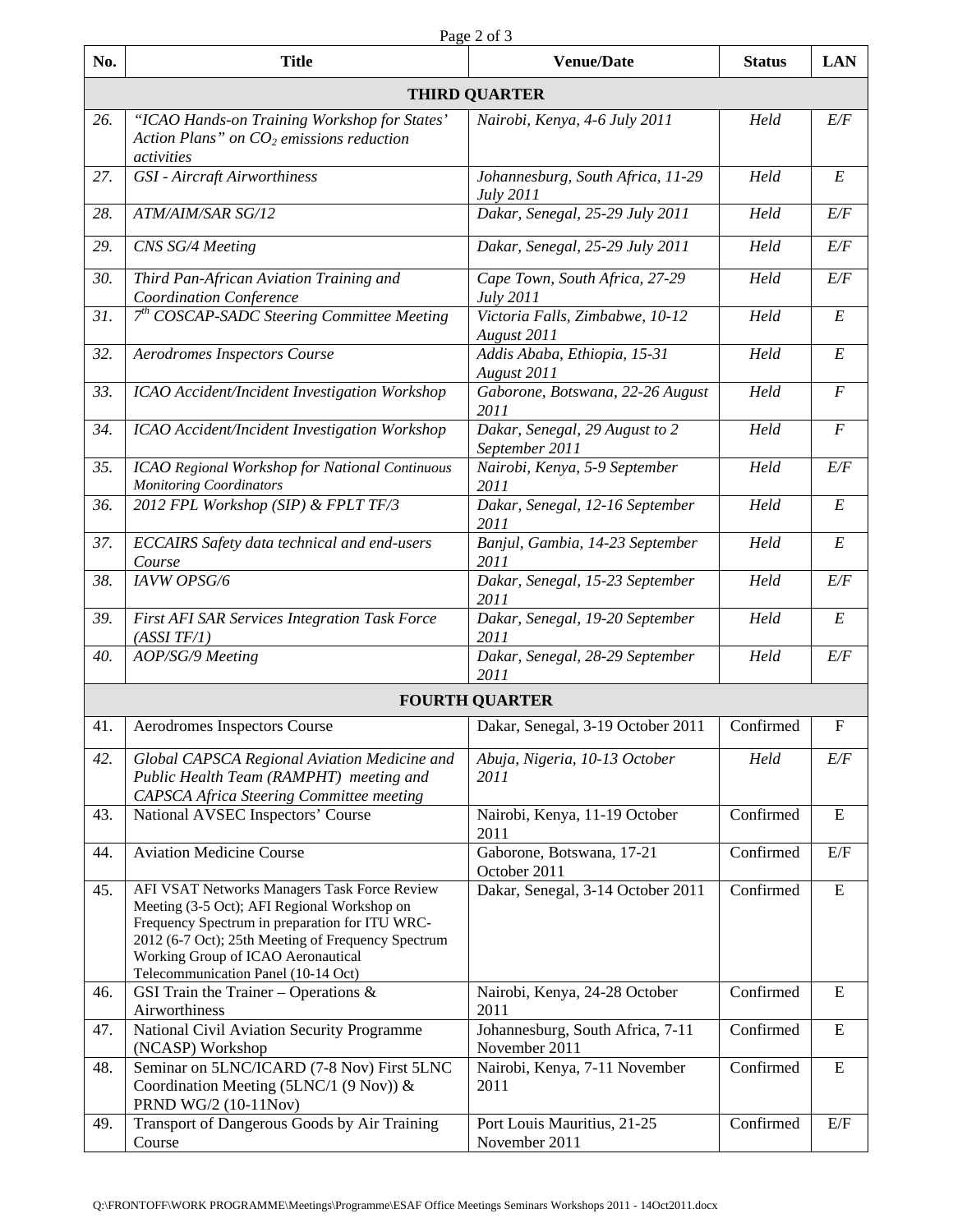| No. | Title | Venue/Date | Status | LAN |
|---|---|---|---|---|
| **THIRD QUARTER** | | | | |
| *26.* | *"ICAO Hands-on Training Workshop for States' Action Plans" on $CO_2$ emissions reduction activities* | *Nairobi, Kenya, 4-6 July 2011* | *Held* | *E/F* |
| *27.* | *GSI - Aircraft Airworthiness* | *Johannesburg, South Africa, 11-29 July 2011* | *Held* | *E* |
| *28.* | *ATM/AIM/SAR SG/12* | *Dakar, Senegal, 25-29 July 2011* | *Held* | *E/F* |
| *29.* | *CNS SG/4 Meeting* | *Dakar, Senegal, 25-29 July 2011* | *Held* | *E/F* |
| *30.* | *Third Pan-African Aviation Training and Coordination Conference* | *Cape Town, South Africa, 27-29 July 2011* | *Held* | *E/F* |
| *31.* | *7th COSCAP-SADC Steering Committee Meeting* | *Victoria Falls, Zimbabwe, 10-12 August 2011* | *Held* | *E* |
| *32.* | *Aerodromes Inspectors Course* | *Addis Ababa, Ethiopia, 15-31 August 2011* | *Held* | *E* |
| *33.* | *ICAO Accident/Incident Investigation Workshop* | *Gaborone, Botswana, 22-26 August 2011* | *Held* | *F* |
| *34.* | *ICAO Accident/Incident Investigation Workshop* | *Dakar, Senegal, 29 August to 2 September 2011* | *Held* | *F* |
| *35.* | *ICAO Regional Workshop for National Continuous Monitoring Coordinators* | *Nairobi, Kenya, 5-9 September 2011* | *Held* | *E/F* |
| *36.* | *2012 FPL Workshop (SIP) & FPLT TF/3* | *Dakar, Senegal, 12-16 September 2011* | *Held* | *E* |
| *37.* | *ECCAIRS Safety data technical and end-users Course* | *Banjul, Gambia, 14-23 September 2011* | *Held* | *E* |
| *38.* | *IAVW OPSG/6* | *Dakar, Senegal, 15-23 September 2011* | *Held* | *E/F* |
| *39.* | *First AFI SAR Services Integration Task Force (ASSI TF/1)* | *Dakar, Senegal, 19-20 September 2011* | *Held* | *E* |
| *40.* | *AOP/SG/9 Meeting* | *Dakar, Senegal, 28-29 September 2011* | *Held* | *E/F* |
| **FOURTH QUARTER** | | | | |
| 41. | Aerodromes Inspectors Course | Dakar, Senegal, 3-19 October 2011 | Confirmed | F |
| *42.* | *Global CAPSCA Regional Aviation Medicine and Public Health Team (RAMPHT) meeting and CAPSCA Africa Steering Committee meeting* | *Abuja, Nigeria, 10-13 October 2011* | *Held* | *E/F* |
| 43. | National AVSEC Inspectors' Course | Nairobi, Kenya, 11-19 October 2011 | Confirmed | E |
| 44. | Aviation Medicine Course | Gaborone, Botswana, 17-21 October 2011 | Confirmed | E/F |
| 45. | AFI VSAT Networks Managers Task Force Review Meeting (3-5 Oct); AFI Regional Workshop on Frequency Spectrum in preparation for ITU WRC-2012 (6-7 Oct); 25th Meeting of Frequency Spectrum Working Group of ICAO Aeronautical Telecommunication Panel (10-14 Oct) | Dakar, Senegal, 3-14 October 2011 | Confirmed | E |
| 46. | GSI Train the Trainer – Operations & Airworthiness | Nairobi, Kenya, 24-28 October 2011 | Confirmed | E |
| 47. | National Civil Aviation Security Programme (NCASP) Workshop | Johannesburg, South Africa, 7-11 November 2011 | Confirmed | E |
| 48. | Seminar on 5LNC/ICARD (7-8 Nov) First 5LNC Coordination Meeting (5LNC/1 (9 Nov)) & PRND WG/2 (10-11Nov) | Nairobi, Kenya, 7-11 November 2011 | Confirmed | E |
| 49. | Transport of Dangerous Goods by Air Training Course | Port Louis Mauritius, 21-25 November 2011 | Confirmed | E/F |

Q:\FRONTOFF\WORK PROGRAMME\Meetings\Programme\ESAF Office Meetings Seminars Workshops 2011 - 14Oct2011.docx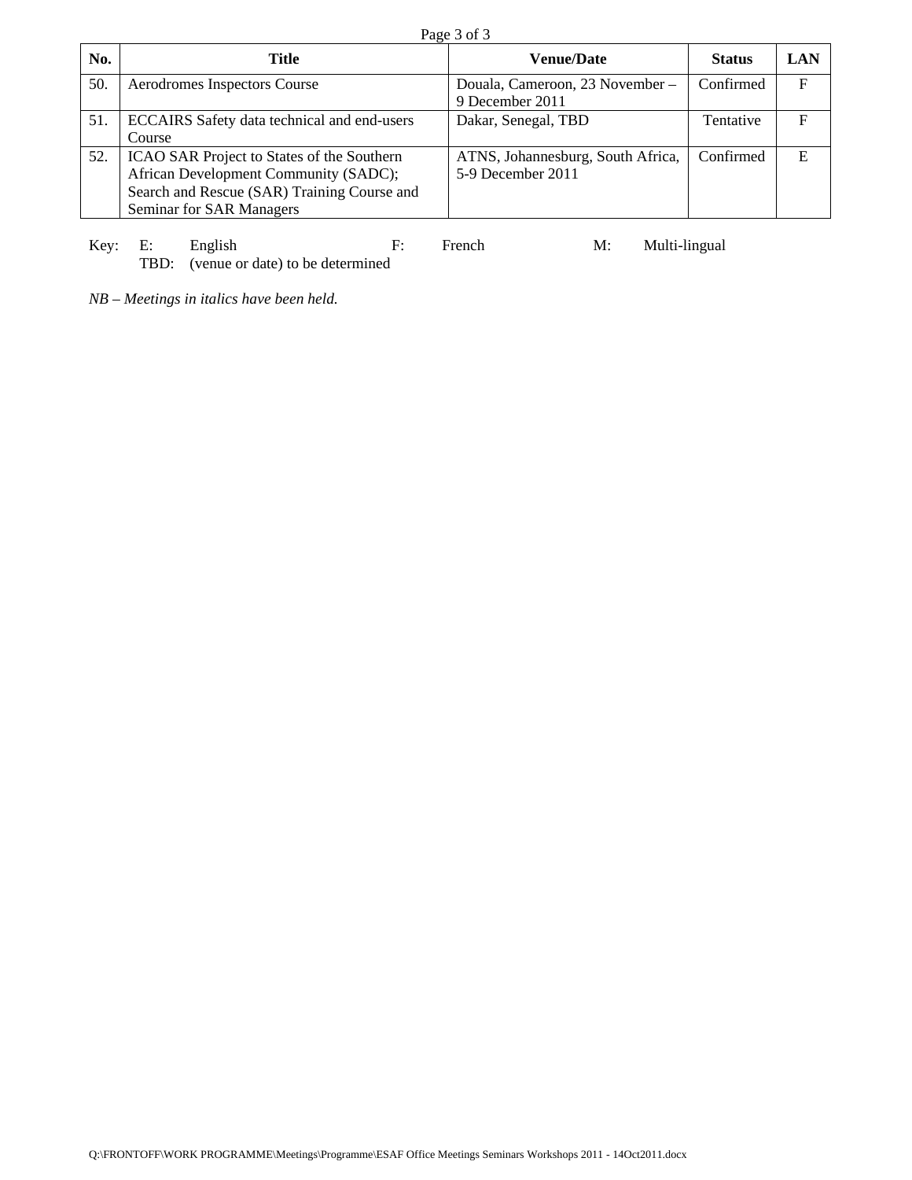| No. | Title | Venue/Date | Status | LAN |
|---|---|---|---|---|
| 50. | Aerodromes Inspectors Course | Douala, Cameroon, 23 November – 9 December 2011 | Confirmed | F |
| 51. | ECCAIRS Safety data technical and end-users Course | Dakar, Senegal, TBD | Tentative | F |
| 52. | ICAO SAR Project to States of the Southern African Development Community (SADC); Search and Rescue (SAR) Training Course and Seminar for SAR Managers | ATNS, Johannesburg, South Africa, 5-9 December 2011 | Confirmed | E |

Key: E: English F: French M: Multi-lingual
TBD: (venue or date) to be determined

*NB – Meetings in italics have been held.*